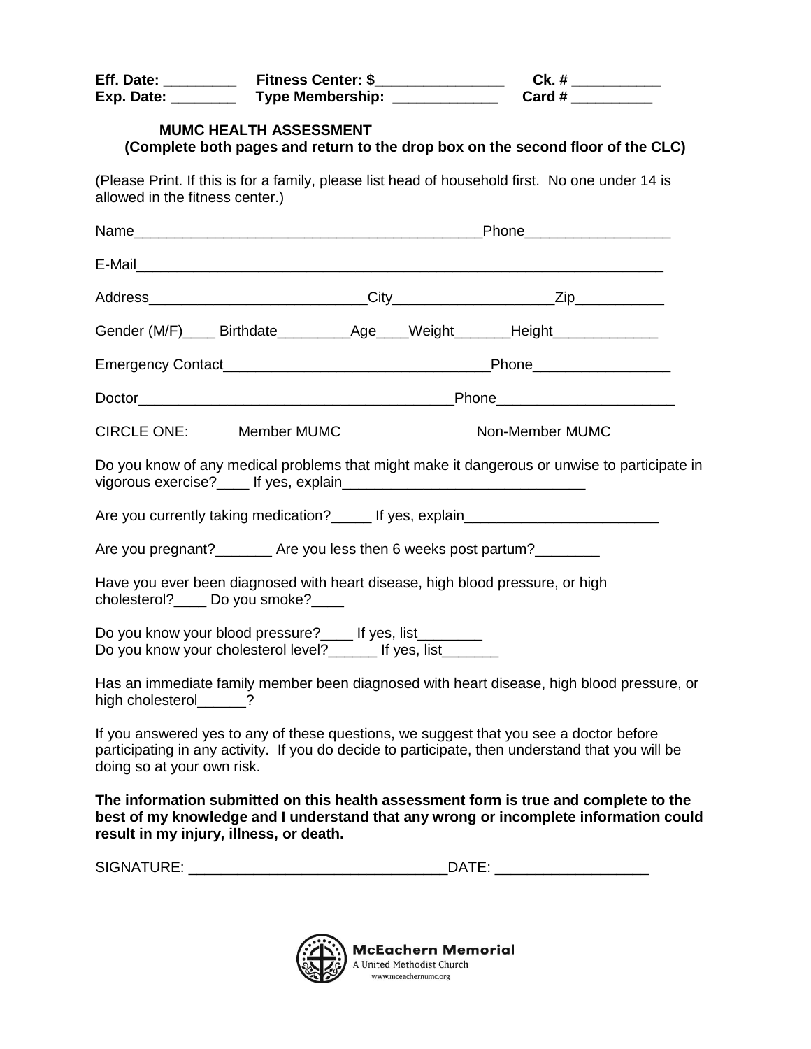**Eff. Date:** _________ **Fitness Center: $**________________ **Ck. #** ___________
**Exp. Date:** ________ **Type Membership:** _____________ **Card #** __________

## MUMC HEALTH ASSESSMENT

**(Complete both pages and return to the drop box on the second floor of the CLC)**

(Please Print. If this is for a family, please list head of household first. No one under 14 is allowed in the fitness center.)

Name____________________________________________Phone__________________

E-Mail____________________________________________________________________

Address___________________________City____________________Zip___________

Gender (M/F)____ Birthdate_________Age____Weight_______Height_____________

Emergency Contact_________________________________Phone_________________

Doctor_______________________________________Phone______________________

CIRCLE ONE: Member MUMC Non-Member MUMC

Do you know of any medical problems that might make it dangerous or unwise to participate in vigorous exercise?____ If yes, explain______________________________

Are you currently taking medication?_____ If yes, explain________________________

Are you pregnant?_______ Are you less then 6 weeks post partum?________

Have you ever been diagnosed with heart disease, high blood pressure, or high cholesterol?____ Do you smoke?____

Do you know your blood pressure?____ If yes, list________
Do you know your cholesterol level?______ If yes, list_______

Has an immediate family member been diagnosed with heart disease, high blood pressure, or high cholesterol______?

If you answered yes to any of these questions, we suggest that you see a doctor before participating in any activity. If you do decide to participate, then understand that you will be doing so at your own risk.

**The information submitted on this health assessment form is true and complete to the best of my knowledge and I understand that any wrong or incomplete information could result in my injury, illness, or death.**

SIGNATURE: ________________________________DATE: ___________________

**McEachern Memorial**
A United Methodist Church
www.mceachernumc.org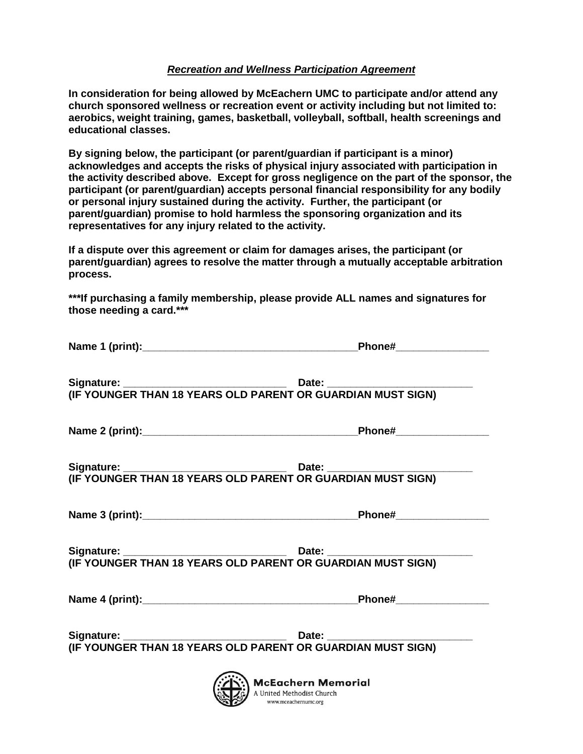***Recreation and Wellness Participation Agreement***

**In consideration for being allowed by McEachern UMC to participate and/or attend any church sponsored wellness or recreation event or activity including but not limited to: aerobics, weight training, games, basketball, volleyball, softball, health screenings and educational classes.**

**By signing below, the participant (or parent/guardian if participant is a minor) acknowledges and accepts the risks of physical injury associated with participation in the activity described above. Except for gross negligence on the part of the sponsor, the participant (or parent/guardian) accepts personal financial responsibility for any bodily or personal injury sustained during the activity. Further, the participant (or parent/guardian) promise to hold harmless the sponsoring organization and its representatives for any injury related to the activity.**

**If a dispute over this agreement or claim for damages arises, the participant (or parent/guardian) agrees to resolve the matter through a mutually acceptable arbitration process.**

**\*\*\*If purchasing a family membership, please provide ALL names and signatures for those needing a card.\*\*\***

**Name 1 (print):______________________________________Phone#________________**

**Signature: ____________________________ Date: _________________________**
**(IF YOUNGER THAN 18 YEARS OLD PARENT OR GUARDIAN MUST SIGN)**

**Name 2 (print):______________________________________Phone#________________**

**Signature: ____________________________ Date: _________________________**
**(IF YOUNGER THAN 18 YEARS OLD PARENT OR GUARDIAN MUST SIGN)**

**Name 3 (print):______________________________________Phone#________________**

**Signature: ____________________________ Date: _________________________**
**(IF YOUNGER THAN 18 YEARS OLD PARENT OR GUARDIAN MUST SIGN)**

**Name 4 (print):______________________________________Phone#________________**

**Signature: ____________________________ Date: _________________________**
**(IF YOUNGER THAN 18 YEARS OLD PARENT OR GUARDIAN MUST SIGN)**

McEachern Memorial
A United Methodist Church
www.mceachernumc.org